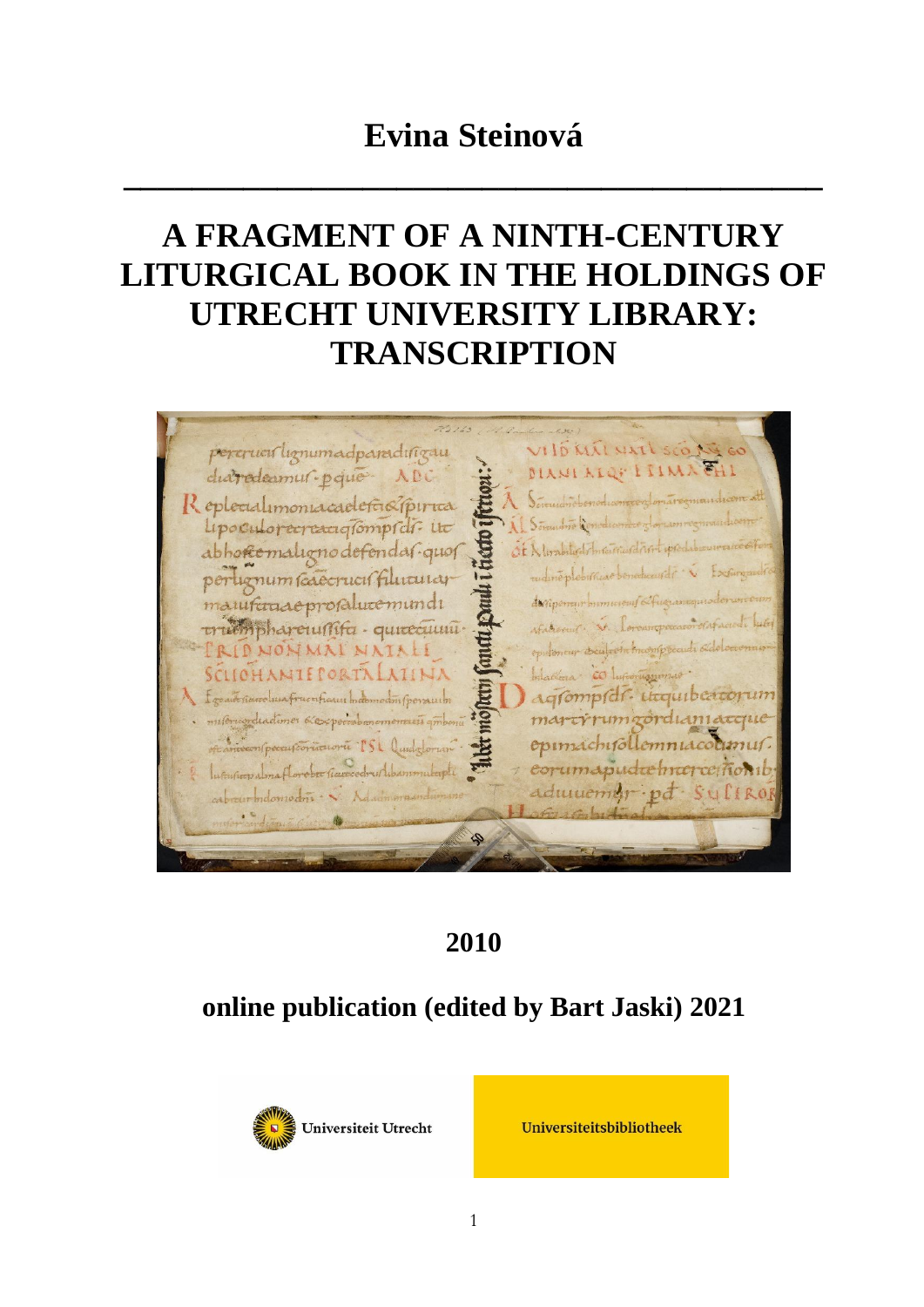# Evina Steinová

---

# A FRAGMENT OF A NINTH-CENTURY LITURGICAL BOOK IN THE HOLDINGS OF UTRECHT UNIVERSITY LIBRARY: TRANSCRIPTION

**2010**

**online publication (edited by Bart Jaski) 2021**

Universiteit Utrecht

Universiteitsbibliotheek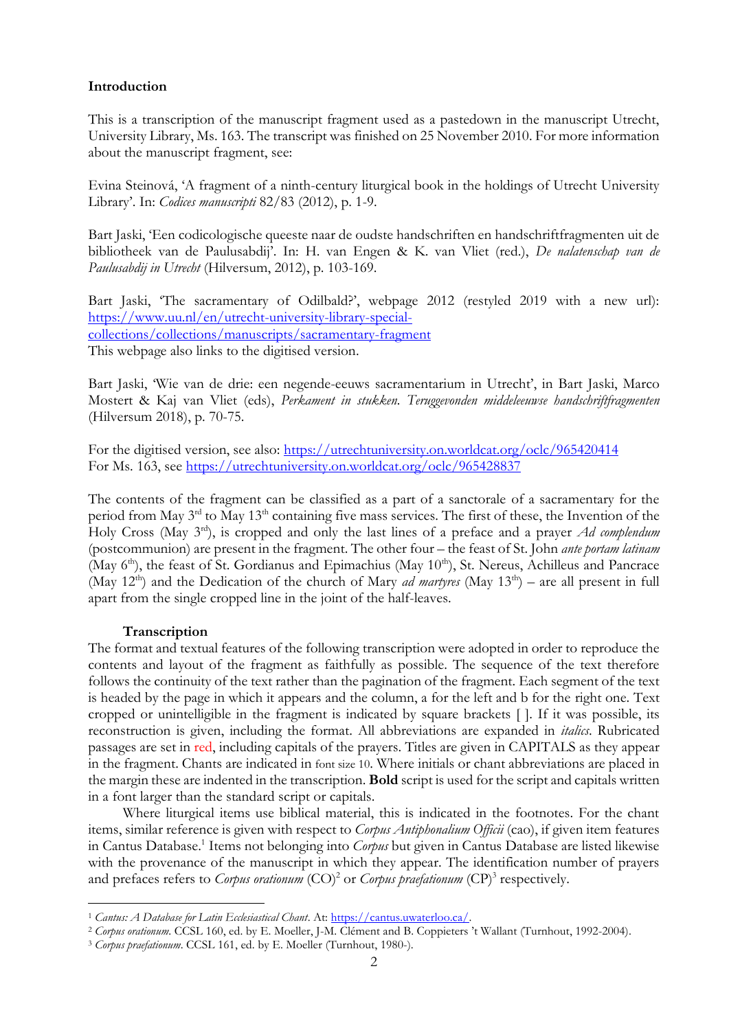## Introduction

This is a transcription of the manuscript fragment used as a pastedown in the manuscript Utrecht, University Library, Ms. 163. The transcript was finished on 25 November 2010. For more information about the manuscript fragment, see:

Evina Steinová, 'A fragment of a ninth-century liturgical book in the holdings of Utrecht University Library'. In: *Codices manuscripti* 82/83 (2012), p. 1-9.

Bart Jaski, 'Een codicologische queeste naar de oudste handschriften en handschriftfragmenten uit de bibliotheek van de Paulusabdij'. In: H. van Engen & K. van Vliet (red.), *De nalatenschap van de Paulusabdij in Utrecht* (Hilversum, 2012), p. 103-169.

Bart Jaski, 'The sacramentary of Odilbald?', webpage 2012 (restyled 2019 with a new url): https://www.uu.nl/en/utrecht-university-library-special-collections/collections/manuscripts/sacramentary-fragment
This webpage also links to the digitised version.

Bart Jaski, 'Wie van de drie: een negende-eeuws sacramentarium in Utrecht', in Bart Jaski, Marco Mostert & Kaj van Vliet (eds), *Perkament in stukken. Teruggevonden middeleeuwse handschriftfragmenten* (Hilversum 2018), p. 70-75.

For the digitised version, see also: https://utrechtuniversity.on.worldcat.org/oclc/965420414
For Ms. 163, see https://utrechtuniversity.on.worldcat.org/oclc/965428837

The contents of the fragment can be classified as a part of a sanctorale of a sacramentary for the period from May 3rd to May 13th containing five mass services. The first of these, the Invention of the Holy Cross (May 3rd), is cropped and only the last lines of a preface and a prayer *Ad complendum* (postcommunion) are present in the fragment. The other four – the feast of St. John *ante portam latinam* (May 6th), the feast of St. Gordianus and Epimachius (May 10th), St. Nereus, Achilleus and Pancrace (May 12th) and the Dedication of the church of Mary *ad martyres* (May 13th) – are all present in full apart from the single cropped line in the joint of the half-leaves.

### Transcription

The format and textual features of the following transcription were adopted in order to reproduce the contents and layout of the fragment as faithfully as possible. The sequence of the text therefore follows the continuity of the text rather than the pagination of the fragment. Each segment of the text is headed by the page in which it appears and the column, a for the left and b for the right one. Text cropped or unintelligible in the fragment is indicated by square brackets [ ]. If it was possible, its reconstruction is given, including the format. All abbreviations are expanded in *italics*. Rubricated passages are set in red, including capitals of the prayers. Titles are given in CAPITALS as they appear in the fragment. Chants are indicated in font size 10. Where initials or chant abbreviations are placed in the margin these are indented in the transcription. **Bold** script is used for the script and capitals written in a font larger than the standard script or capitals.

Where liturgical items use biblical material, this is indicated in the footnotes. For the chant items, similar reference is given with respect to *Corpus Antiphonalium Officii* (cao), if given item features in Cantus Database.[1] Items not belonging into *Corpus* but given in Cantus Database are listed likewise with the provenance of the manuscript in which they appear. The identification number of prayers and prefaces refers to *Corpus orationum* (CO)[2] or *Corpus praefationum* (CP)[3] respectively.

---

[1] *Cantus: A Database for Latin Ecclesiastical Chant*. At: https://cantus.uwaterloo.ca/.

[2] *Corpus orationum*. CCSL 160, ed. by E. Moeller, J-M. Clément and B. Coppieters 't Wallant (Turnhout, 1992-2004).

[3] *Corpus praefationum*. CCSL 161, ed. by E. Moeller (Turnhout, 1980-).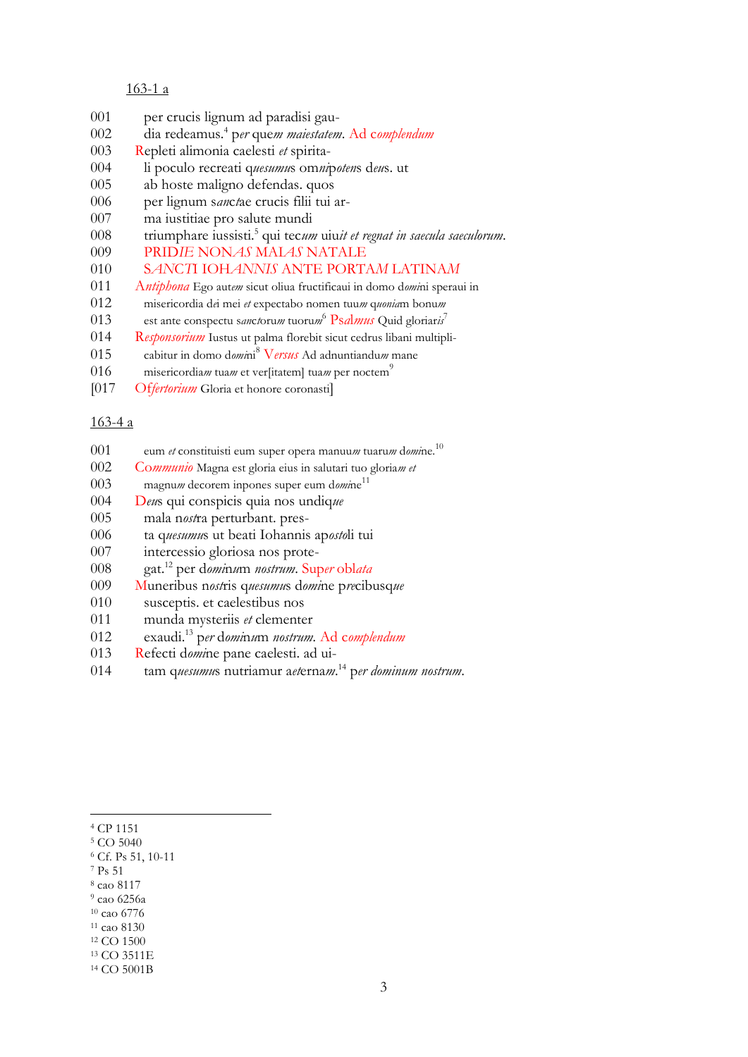163-1 a

001 per crucis lignum ad paradisi gau-
002 dia redeamus.[4] per quem *maiestatem*. Ad c*omplendum*
003 Repleti alimonia caelesti *et* spirita-
004 li poculo recreati q*uesumu*s om*ni*p*oten*s d*eu*s. ut
005 ab hoste maligno defendas. quos
006 per lignum s*anct*ae crucis filii tui ar-
007 ma iustitiae pro salute mundi
008 triumphare iussisti.[5] qui tec*um* uiu*it et regnat in saecula saeculorum*.
009 PRID*IE* NON*AS* MAI*AS* NATALE
010 S*ANCT*I IOH*ANNIS* ANTE PORTA*M* LATINA*M*
011 A*ntiphona* Ego aute*m* sicut oliua fructificaui in domo d*omi*ni speraui in
012 misericordia d*e*i mei *et* expectabo nomen tuu*m* q*uonia*m bonu*m*
013 est ante conspectu s*anct*oru*m* tuoru*m*[6] Ps*almus* Quid gloriar*is*[7]
014 R*esponsorium* Iustus ut palma florebit sicut cedrus libani multipli-
015 cabitur in domo d*omi*ni[8] V*ersus* Ad adnuntiandu*m* mane
016 misericordia*m* tua*m* et ver[itatem] tua*m* per noctem[9]
[017 Of*fertorium* Gloria et honore coronasti]

163-4 a

001 eum *et* constituisti eum super opera manuu*m* tuaru*m* d*omi*ne.[10]
002 Co*mmunio* Magna est gloria eius in salutari tuo gloria*m et*
003 magnu*m* decorem inpones super eum d*omi*ne[11]
004 D*eu*s qui conspicis quia nos undiq*ue*
005 mala n*ost*ra perturbant. pres-
006 ta q*uesumu*s ut beati Iohannis ap*osto*li tui
007 intercessio gloriosa nos prote-
008 gat.[12] per d*omi*n*u*m *nostrum*. Sup*er* obl*ata*
009 Muneribus n*ost*ris q*uesumu*s d*omi*ne p*re*cibusq*ue*
010 susceptis. et caelestibus nos
011 munda mysteriis *et* clementer
012 exaudi.[13] p*er* d*omi*n*u*m *nostrum*. Ad c*omplendum*
013 Refecti d*omi*ne pane caelesti. ad ui-
014 tam q*uesumu*s nutriamur a*e*terna*m*.[14] p*er dominum nostrum*.

---

[4] CP 1151
[5] CO 5040
[6] Cf. Ps 51, 10-11
[7] Ps 51
[8] cao 8117
[9] cao 6256a
[10] cao 6776
[11] cao 8130
[12] CO 1500
[13] CO 3511E
[14] CO 5001B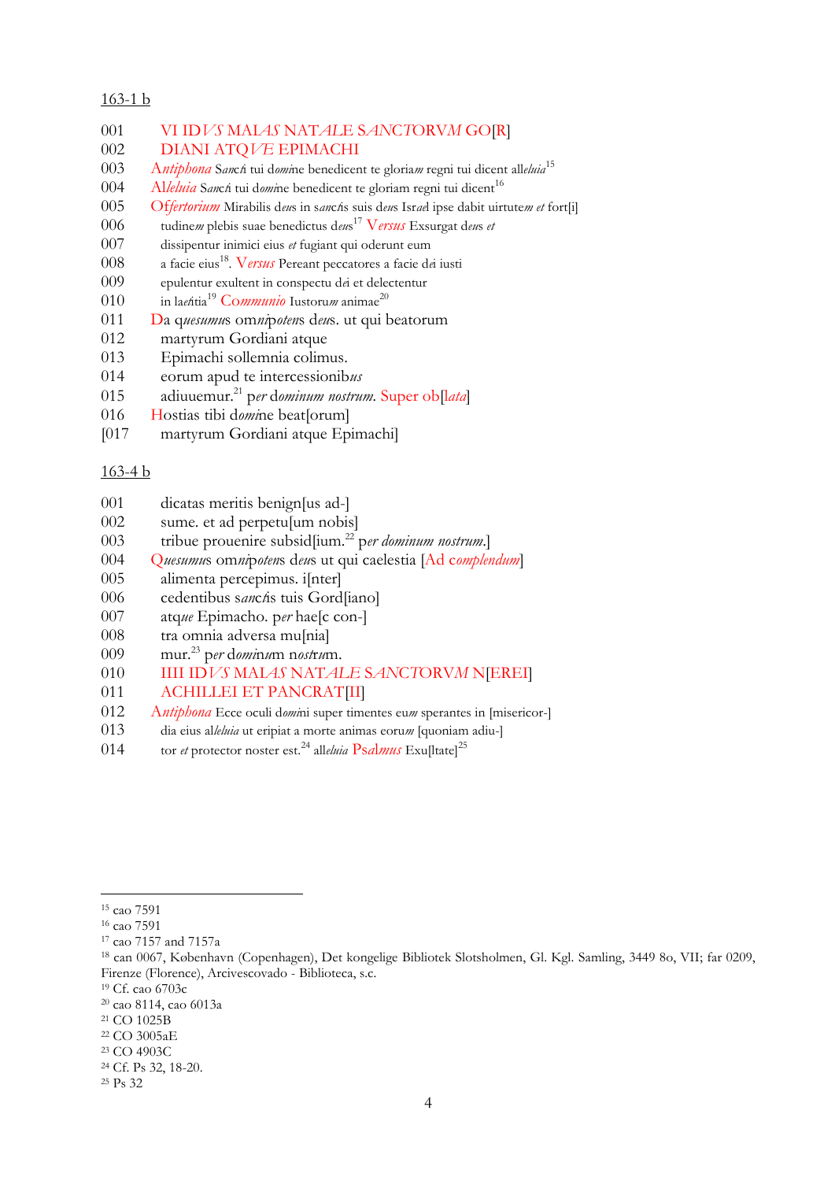163-1 b

001 VI ID*VS* MA*I*AS NAT*ALE* S*ANCTORVM* GO[R]
002 DIANI ATQ*VE* EPIMACHI
003 *Antiphona* S*an*c*ti* tui d*omi*ne benedicent te glori*am* regni tui dicent al*leluia*[15]
004 Al*leluia* S*an*c*ti* tui d*omi*ne benedicent te gloriam regni tui dicent[16]
005 Of*fertorium* Mirabilis d*eu*s in s*an*c*ti*s suis d*eu*s Isr*ae*l ipse dabit uirtute*m* *et* fort[i]
006 tudine*m* plebis suae benedictus d*eu*s[17] *Versus* Exsurgat d*eu*s *et*
007 dissipentur inimici eius *et* fugiant qui oderunt eum
008 a facie eius[18]. *Versus* Pereant peccatores a facie d*e*i iusti
009 epulentur exultent in conspectu d*e*i et delectentur
010 in la*e*titia[19] C*ommunio* Iustoru*m* animae[20]
011 Da q*uesumu*s om*ni*p*oten*s d*eu*s. ut qui beatorum
012 martyrum Gordiani atque
013 Epimachi sollemnia colimus.
014 eorum apud te intercessionib*us*
015 adiuuemur.[21] p*er* d*ominum nostrum*. Super ob[*lata*]
016 Hostias tibi d*omi*ne beat[orum]
[017 martyrum Gordiani atque Epimachi]

163-4 b

001 dicatas meritis benign[us ad-]
002 sume. et ad perpetu[um nobis]
003 tribue prouenire subsid[ium.[22] p*er dominum nostrum*.]
004 Q*uesumu*s om*ni*p*oten*s d*eu*s ut qui caelestia [Ad c*omplendum*]
005 alimenta percepimus. i[nter]
006 cedentibus s*an*c*ti*s tuis Gord[iano]
007 atq*ue* Epimacho. p*er* hae[c con-]
008 tra omnia adversa mu[nia]
009 mur.[23] p*er* d*omi*n*u*m nos*tru*m.
010 IIII ID*VS* MA*I*AS NAT*ALE* S*ANCTORVM* N[EREI]
011 ACHILLEI ET PANCRAT[II]
012 *Antiphona* Ecce oculi d*omi*ni super timentes eu*m* sperantes in [misericor-]
013 dia eius al*leluia* ut eripiat a morte animas eoru*m* [quoniam adiu-]
014 tor *et* protector noster est.[24] all*eluia* Ps*almus* Exu[ltate][25]

---

[15] cao 7591
[16] cao 7591
[17] cao 7157 and 7157a
[18] can 0067, København (Copenhagen), Det kongelige Bibliotek Slotsholmen, Gl. Kgl. Samling, 3449 8o, VII; far 0209, Firenze (Florence), Arcivescovado - Biblioteca, s.c.
[19] Cf. cao 6703c
[20] cao 8114, cao 6013a
[21] CO 1025B
[22] CO 3005aE
[23] CO 4903C
[24] Cf. Ps 32, 18-20.
[25] Ps 32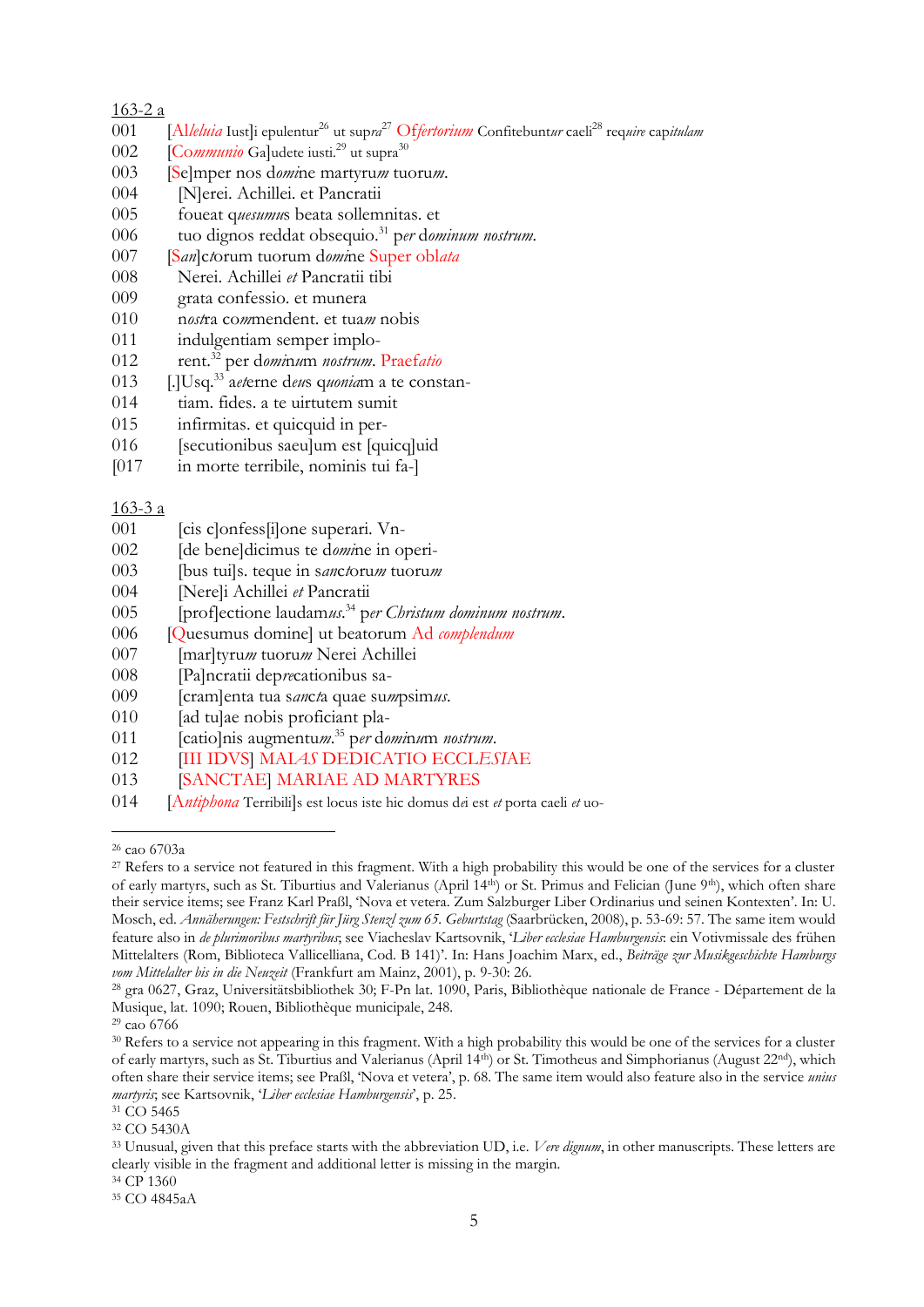163-2 a

001 [*Alleluia* Iust]i epulentur[26] ut sup*ra*[27] *Offertorium* Confitebunt*ur* caeli[28] req*uire* cap*itulam*
002 [*Communio* Ga]udete iusti.[29] ut supra[30]
003 [Se]mper nos d*omi*ne martyru*m* tuoru*m*.
004 [N]erei. Achillei. et Pancratii
005 foueat q*uesumu*s beata sollemnitas. et
006 tuo dignos reddat obsequio.[31] p*er* d*ominum nostrum*.
007 [*San*]c*t*orum tuorum d*omi*ne Super obl*ata*
008 Nerei. Achillei *et* Pancratii tibi
009 grata confessio. et munera
010 n*ost*ra co*m*mendent. et tua*m* nobis
011 indulgentiam semper implo-
012 rent.[32] per d*omi*n*u*m *nostrum*. Praef*atio*
013 [.]Usq.[33] ae*t*erne de*u*s q*uonia*m a te constan-
014 tiam. fides. a te uirtutem sumit
015 infirmitas. et quicquid in per-
016 [secutionibus saeu]um est [quicq]uid
[017 in morte terribile, nominis tui fa-]

163-3 a

001 [cis c]onfess[i]one superari. Vn-
002 [de bene]dicimus te d*omi*ne in operi-
003 [bus tui]s. teque in s*anc*t*oru*m tuoru*m*
004 [Nere]i Achillei *et* Pancratii
005 [prof]ectione laudam*us*.[34] p*er* *Christum dominum nostrum*.
006 [Quesumus domine] ut beatorum Ad *complendum*
007 [mar]tyru*m* tuoru*m* Nerei Achillei
008 [Pa]ncratii dep*re*cationibus sa-
009 [cram]enta tua s*anc*t*a* quae su*m*psim*us*.
010 [ad tu]ae nobis proficiant pla-
011 [catio]nis augmentu*m*.[35] p*er* d*omi*n*u*m *nostrum*.
012 [III IDVS] MA*I*AS DEDICATIO ECCL*E*SIAE
013 [SANCTAE] MARIAE AD MARTYRES
014 [*Antiphona* Terribili]s est locus iste hic domus d*e*i est *et* porta caeli *et* uo-

---

[26] cao 6703a

[27] Refers to a service not featured in this fragment. With a high probability this would be one of the services for a cluster of early martyrs, such as St. Tiburtius and Valerianus (April 14th) or St. Primus and Felician (June 9th), which often share their service items; see Franz Karl Praßl, 'Nova et vetera. Zum Salzburger Liber Ordinarius und seinen Kontexten'. In: U. Mosch, ed. *Annäherungen: Festschrift für Jürg Stenzl zum 65. Geburtstag* (Saarbrücken, 2008), p. 53-69: 57. The same item would feature also in *de plurimoribus martyribus*; see Viacheslav Kartsovnik, '*Liber ecclesiae Hamburgensis*: ein Votivmissale des frühen Mittelalters (Rom, Biblioteca Vallicelliana, Cod. B 141)'. In: Hans Joachim Marx, ed., *Beiträge zur Musikgeschichte Hamburgs vom Mittelalter bis in die Neuzeit* (Frankfurt am Mainz, 2001), p. 9-30: 26.

[28] gra 0627, Graz, Universitätsbibliothek 30; F-Pn lat. 1090, Paris, Bibliothèque nationale de France - Département de la Musique, lat. 1090; Rouen, Bibliothèque municipale, 248.

[29] cao 6766

[30] Refers to a service not appearing in this fragment. With a high probability this would be one of the services for a cluster of early martyrs, such as St. Tiburtius and Valerianus (April 14th) or St. Timotheus and Simphorianus (August 22nd), which often share their service items; see Praßl, 'Nova et vetera', p. 68. The same item would also feature also in the service *unius martyris*; see Kartsovnik, '*Liber ecclesiae Hamburgensis*', p. 25.

[31] CO 5465

[32] CO 5430A

[33] Unusual, given that this preface starts with the abbreviation UD, i.e. *Vere dignum*, in other manuscripts. These letters are clearly visible in the fragment and additional letter is missing in the margin.

[34] CP 1360

[35] CO 4845aA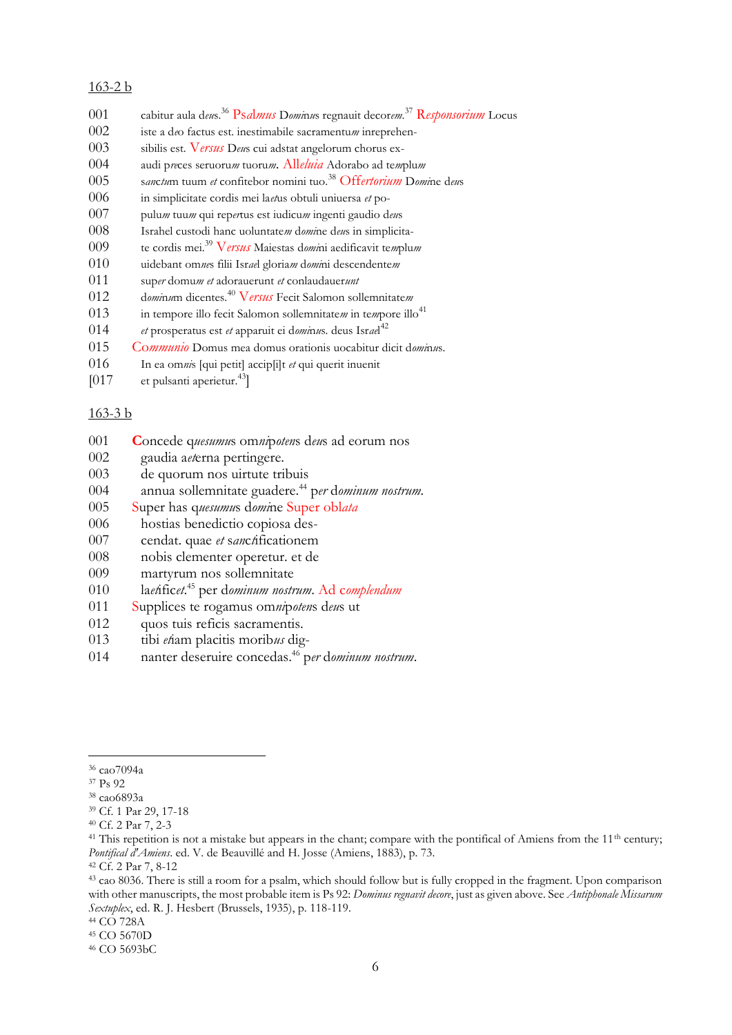163-2 b

001 cabitur aula d*eu*s.[36] Ps*almus* D*omi*n*u*s regnauit decor*em*.[37] R*esponsorium* Locus
002 iste a d*e*o factus est. inestimabile sacramentu*m* inreprehen-
003 sibilis est. V*ersus* D*eu*s cui adstat angelorum chorus ex-
004 audi p*re*ces seruoru*m* tuoru*m*. All*eluia* Adorabo ad te*m*plu*m*
005 s*an*c*tu*m tuum *et* confitebor nomini tuo.[38] Off*ertorium* D*omi*ne d*eu*s
006 in simplicitate cordis mei la*e*tus obtuli uniuersa *et* po-
007 pulu*m* tuu*m* qui rep*er*tus est iudicu*m* ingenti gaudio d*eu*s
008 Israhel custodi hanc uoluntate*m* d*omi*ne d*eu*s in simplicita-
009 te cordis mei.[39] V*ersus* Maiestas d*omi*ni aedificavit te*m*plu*m*
010 uidebant om*ne*s filii Isr*ae*l gloria*m* d*omi*ni descendente*m*
011 sup*er* domu*m* *et* adorauerunt *et* conlaudauer*unt*
012 d*omi*n*u*m dicentes.[40] V*ersus* Fecit Salomon sollemnitate*m*
013 in tempore illo fecit Salomon sollemnitate*m* in te*m*pore illo[41]
014 *et* prosperatus est *et* apparuit ei d*omi*n*u*s. deus Isr*ae*l[42]
015 Co*mmunio* Domus mea domus orationis uocabitur dicit d*omi*n*u*s.
016 In ea om*ni*s [qui petit] accip[i]t *et* qui querit inuenit
[017 et pulsanti aperietur.[43]]

163-3 b

001 **C**oncede q*uesumu*s om*ni*p*oten*s d*eu*s ad eorum nos
002 gaudia a*et*erna pertingere.
003 de quorum nos uirtute tribuis
004 annua sollemnitate guadere.[44] p*er* d*ominum nostrum*.
005 Super has q*uesumu*s d*omi*ne Super obl*ata*
006 hostias benedictio copiosa des-
007 cendat. quae *et* s*an*c*ti*ficationem
008 nobis clementer operetur. et de
009 martyrum nos sollemnitate
010 lae*ti*fic*et*.[45] per d*ominum nostrum*. Ad co*mplendum*
011 Supplices te rogamus om*ni*p*oten*s d*eu*s ut
012 quos tuis reficis sacramentis.
013 tibi e*ti*am placitis morib*us* dig-
014 nanter deseruire concedas.[46] p*er* d*ominum nostrum*.

---

[36] cao7094a
[37] Ps 92
[38] cao6893a
[39] Cf. 1 Par 29, 17-18
[40] Cf. 2 Par 7, 2-3
[41] This repetition is not a mistake but appears in the chant; compare with the pontifical of Amiens from the 11th century; *Pontifical d'Amiens*. ed. V. de Beauvillé and H. Josse (Amiens, 1883), p. 73.
[42] Cf. 2 Par 7, 8-12
[43] cao 8036. There is still a room for a psalm, which should follow but is fully cropped in the fragment. Upon comparison with other manuscripts, the most probable item is Ps 92: *Dominus regnavit decore*, just as given above. See *Antiphonale Missarum Sextuplex*, ed. R. J. Hesbert (Brussels, 1935), p. 118-119.
[44] CO 728A
[45] CO 5670D
[46] CO 5693bC